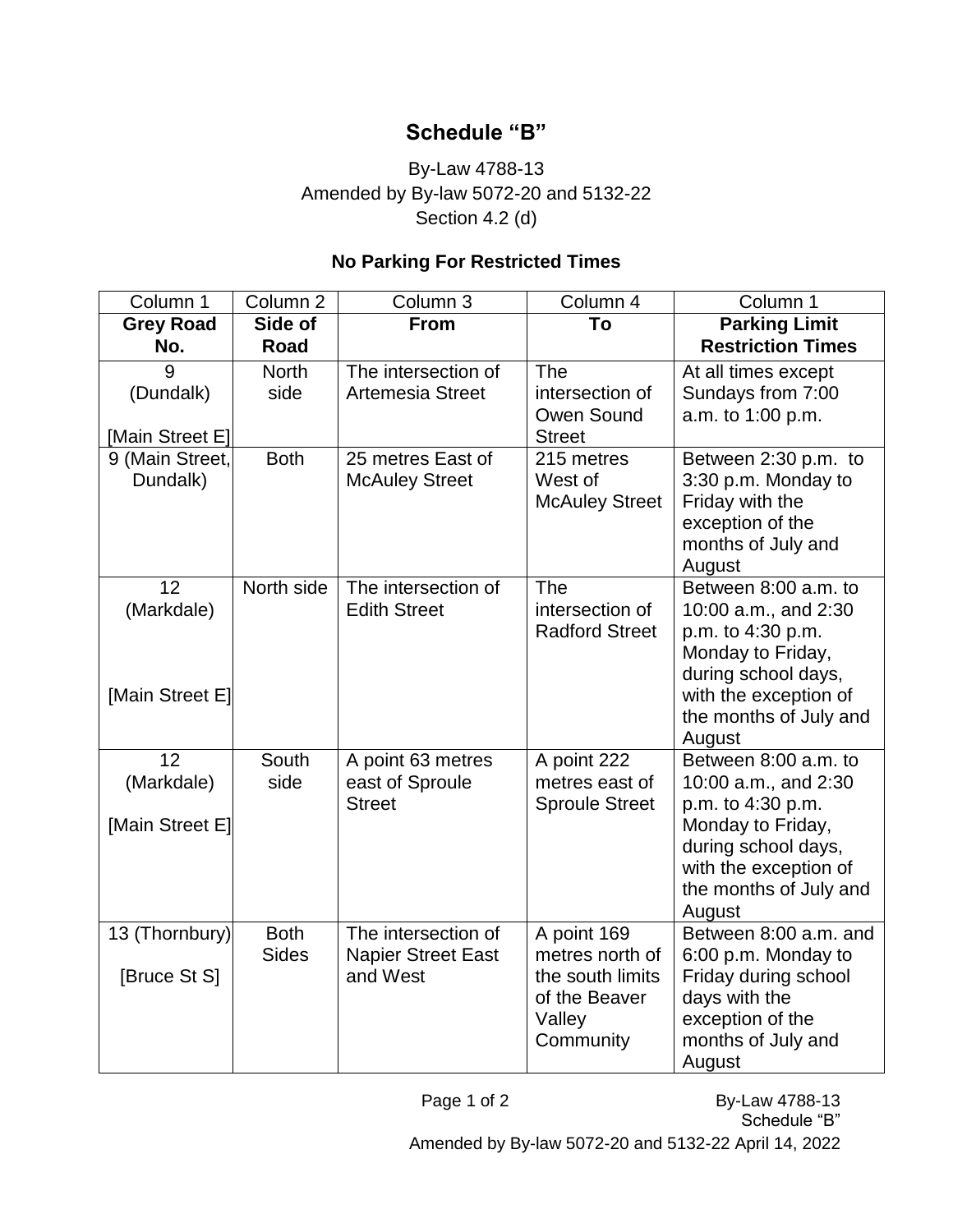# Schedule "B"

By-Law 4788-13
Amended by By-law 5072-20 and 5132-22
Section 4.2 (d)

## No Parking For Restricted Times

| Column 1 | Column 2 | Column 3 | Column 4 | Column 1 |
|---|---|---|---|---|
| **Grey Road No.** | **Side of Road** | **From** | **To** | **Parking Limit Restriction Times** |
| 9 (Dundalk) [Main Street E] | North side | The intersection of Artemesia Street | The intersection of Owen Sound Street | At all times except Sundays from 7:00 a.m. to 1:00 p.m. |
| 9 (Main Street, Dundalk) | Both | 25 metres East of McAuley Street | 215 metres West of McAuley Street | Between 2:30 p.m. to 3:30 p.m. Monday to Friday with the exception of the months of July and August |
| 12 (Markdale) [Main Street E] | North side | The intersection of Edith Street | The intersection of Radford Street | Between 8:00 a.m. to 10:00 a.m., and 2:30 p.m. to 4:30 p.m. Monday to Friday, during school days, with the exception of the months of July and August |
| 12 (Markdale) [Main Street E] | South side | A point 63 metres east of Sproule Street | A point 222 metres east of Sproule Street | Between 8:00 a.m. to 10:00 a.m., and 2:30 p.m. to 4:30 p.m. Monday to Friday, during school days, with the exception of the months of July and August |
| 13 (Thornbury) [Bruce St S] | Both Sides | The intersection of Napier Street East and West | A point 169 metres north of the south limits of the Beaver Valley Community | Between 8:00 a.m. and 6:00 p.m. Monday to Friday during school days with the exception of the months of July and August |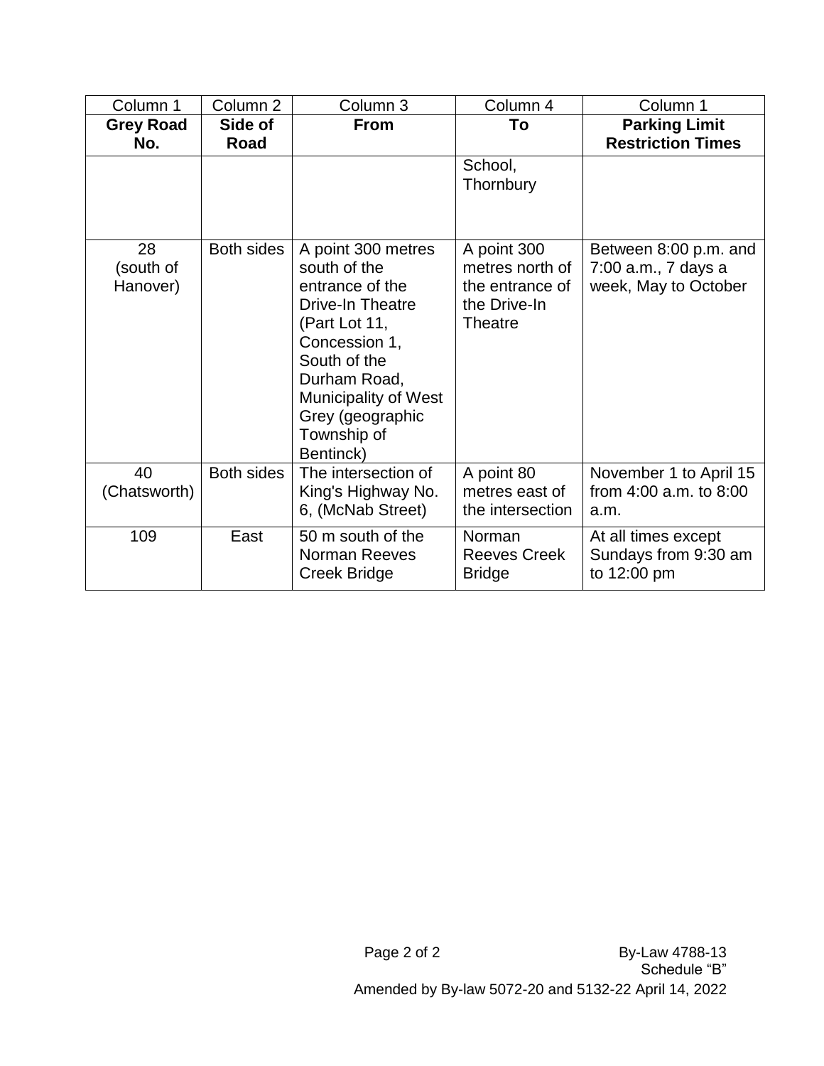| Column 1 | Column 2 | Column 3 | Column 4 | Column 1 |
|---|---|---|---|---|
| **Grey Road No.** | **Side of Road** | **From** | **To** | **Parking Limit Restriction Times** |
| | | | School, Thornbury | |
| 28 (south of Hanover) | Both sides | A point 300 metres south of the entrance of the Drive-In Theatre (Part Lot 11, Concession 1, South of the Durham Road, Municipality of West Grey (geographic Township of Bentinck) | A point 300 metres north of the entrance of the Drive-In Theatre | Between 8:00 p.m. and 7:00 a.m., 7 days a week, May to October |
| 40 (Chatsworth) | Both sides | The intersection of King's Highway No. 6, (McNab Street) | A point 80 metres east of the intersection | November 1 to April 15 from 4:00 a.m. to 8:00 a.m. |
| 109 | East | 50 m south of the Norman Reeves Creek Bridge | Norman Reeves Creek Bridge | At all times except Sundays from 9:30 am to 12:00 pm |

By-Law 4788-13
Schedule "B"
Amended by By-law 5072-20 and 5132-22 April 14, 2022